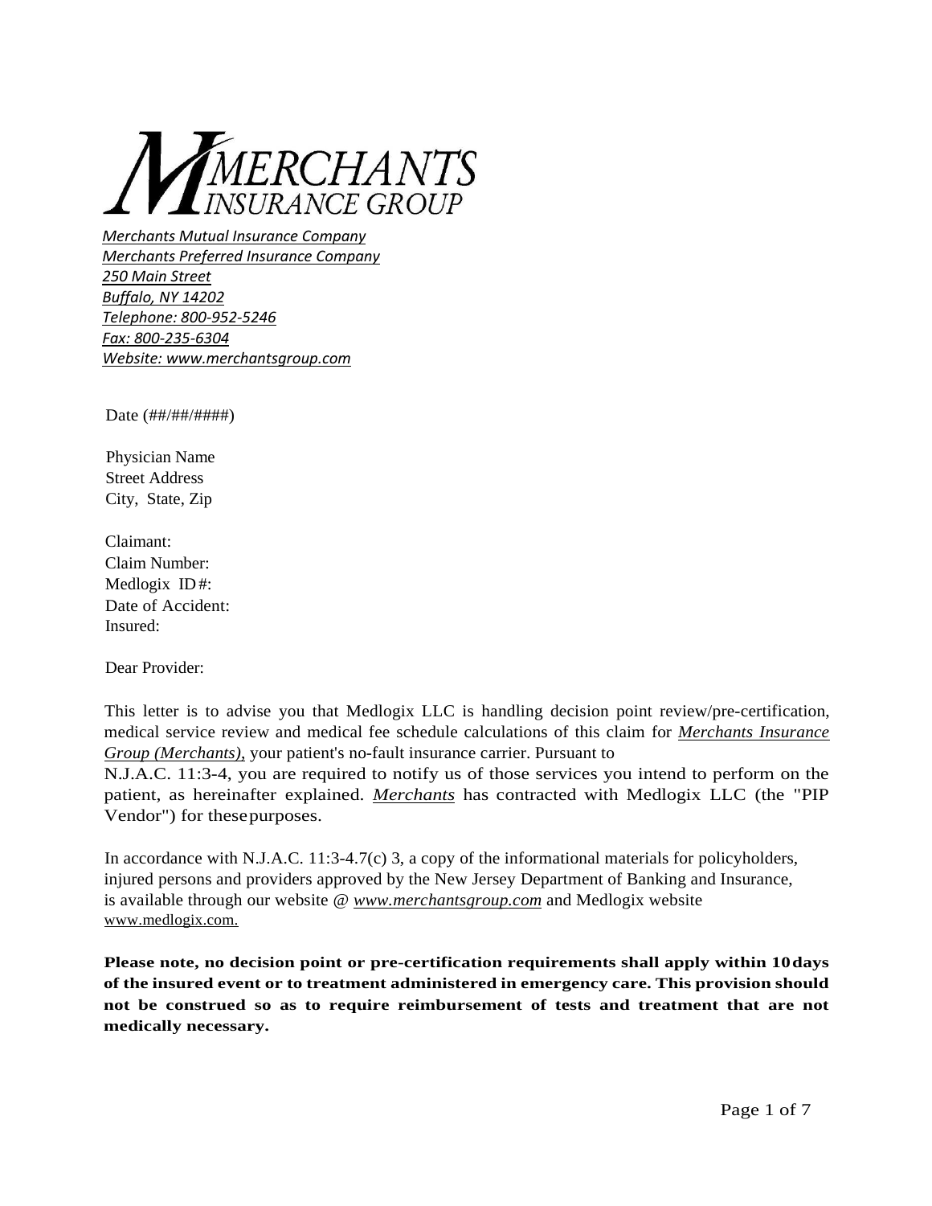MERCHANTS INSURANCE GROUP

*Merchants Mutual Insurance Company*
*Merchants Preferred Insurance Company*
*250 Main Street*
*Buffalo, NY 14202*
*Telephone: 800-952-5246*
*Fax: 800-235-6304*
*Website: www.merchantsgroup.com*

Date (##/##/####)

Physician Name
Street Address
City, State, Zip

Claimant:
Claim Number:
Medlogix ID#:
Date of Accident:
Insured:

Dear Provider:

This letter is to advise you that Medlogix LLC is handling decision point review/pre-certification, medical service review and medical fee schedule calculations of this claim for *Merchants Insurance Group (Merchants)*, your patient's no-fault insurance carrier. Pursuant to N.J.A.C. 11:3-4, you are required to notify us of those services you intend to perform on the patient, as hereinafter explained. *Merchants* has contracted with Medlogix LLC (the "PIP Vendor") for these purposes.

In accordance with N.J.A.C. 11:3-4.7(c) 3, a copy of the informational materials for policyholders, injured persons and providers approved by the New Jersey Department of Banking and Insurance, is available through our website @ *www.merchantsgroup.com* and Medlogix website www.medlogix.com.

**Please note, no decision point or pre-certification requirements shall apply within 10 days of the insured event or to treatment administered in emergency care. This provision should not be construed so as to require reimbursement of tests and treatment that are not medically necessary.**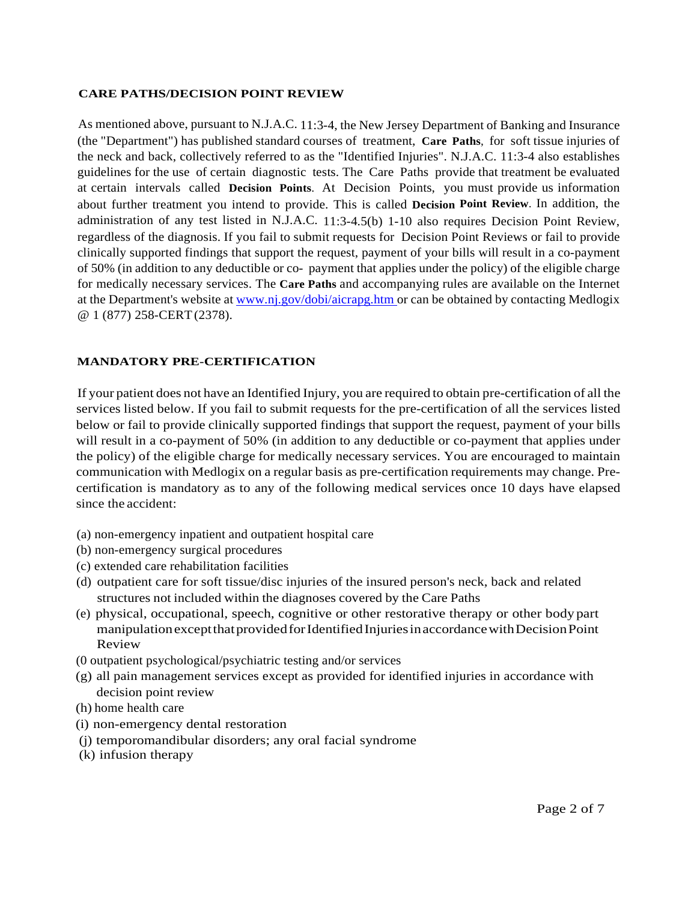## CARE PATHS/DECISION POINT REVIEW

As mentioned above, pursuant to N.J.A.C. 11:3-4, the New Jersey Department of Banking and Insurance (the "Department") has published standard courses of treatment, **Care Paths**, for soft tissue injuries of the neck and back, collectively referred to as the "Identified Injuries". N.J.A.C. 11:3-4 also establishes guidelines for the use of certain diagnostic tests. The Care Paths provide that treatment be evaluated at certain intervals called **Decision Points**. At Decision Points, you must provide us information about further treatment you intend to provide. This is called **Decision Point Review**. In addition, the administration of any test listed in N.J.A.C. 11:3-4.5(b) 1-10 also requires Decision Point Review, regardless of the diagnosis. If you fail to submit requests for Decision Point Reviews or fail to provide clinically supported findings that support the request, payment of your bills will result in a co-payment of 50% (in addition to any deductible or co- payment that applies under the policy) of the eligible charge for medically necessary services. The **Care Paths** and accompanying rules are available on the Internet at the Department's website at www.nj.gov/dobi/aicrapg.htm or can be obtained by contacting Medlogix @ 1 (877) 258-CERT (2378).

## MANDATORY PRE-CERTIFICATION

If your patient does not have an Identified Injury, you are required to obtain pre-certification of all the services listed below. If you fail to submit requests for the pre-certification of all the services listed below or fail to provide clinically supported findings that support the request, payment of your bills will result in a co-payment of 50% (in addition to any deductible or co-payment that applies under the policy) of the eligible charge for medically necessary services. You are encouraged to maintain communication with Medlogix on a regular basis as pre-certification requirements may change. Pre-certification is mandatory as to any of the following medical services once 10 days have elapsed since the accident:

(a) non-emergency inpatient and outpatient hospital care
(b) non-emergency surgical procedures
(c) extended care rehabilitation facilities
(d) outpatient care for soft tissue/disc injuries of the insured person's neck, back and related structures not included within the diagnoses covered by the Care Paths
(e) physical, occupational, speech, cognitive or other restorative therapy or other body part manipulation except that provided for Identified Injuries in accordance with Decision Point Review
(0 outpatient psychological/psychiatric testing and/or services
(g) all pain management services except as provided for identified injuries in accordance with decision point review
(h) home health care
(i) non-emergency dental restoration
(j) temporomandibular disorders; any oral facial syndrome
(k) infusion therapy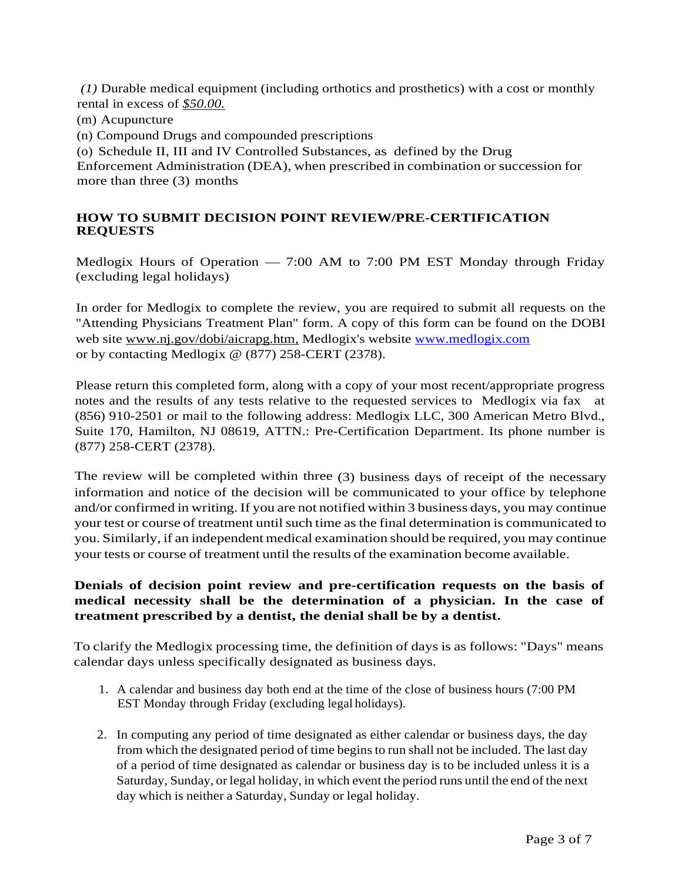*(1)* Durable medical equipment (including orthotics and prosthetics) with a cost or monthly rental in excess of *$50.00.*

(m) Acupuncture

(n) Compound Drugs and compounded prescriptions

(o) Schedule II, III and IV Controlled Substances, as defined by the Drug Enforcement Administration (DEA), when prescribed in combination or succession for more than three (3) months

## HOW TO SUBMIT DECISION POINT REVIEW/PRE-CERTIFICATION REQUESTS

Medlogix Hours of Operation — 7:00 AM to 7:00 PM EST Monday through Friday (excluding legal holidays)

In order for Medlogix to complete the review, you are required to submit all requests on the "Attending Physicians Treatment Plan" form. A copy of this form can be found on the DOBI web site www.nj.gov/dobi/aicrapg.htm, Medlogix's website www.medlogix.com or by contacting Medlogix @ (877) 258-CERT (2378).

Please return this completed form, along with a copy of your most recent/appropriate progress notes and the results of any tests relative to the requested services to Medlogix via fax at (856) 910-2501 or mail to the following address: Medlogix LLC, 300 American Metro Blvd., Suite 170, Hamilton, NJ 08619, ATTN.: Pre-Certification Department. Its phone number is (877) 258-CERT (2378).

The review will be completed within three (3) business days of receipt of the necessary information and notice of the decision will be communicated to your office by telephone and/or confirmed in writing. If you are not notified within 3 business days, you may continue your test or course of treatment until such time as the final determination is communicated to you. Similarly, if an independent medical examination should be required, you may continue your tests or course of treatment until the results of the examination become available.

**Denials of decision point review and pre-certification requests on the basis of medical necessity shall be the determination of a physician. In the case of treatment prescribed by a dentist, the denial shall be by a dentist.**

To clarify the Medlogix processing time, the definition of days is as follows: "Days" means calendar days unless specifically designated as business days.

1. A calendar and business day both end at the time of the close of business hours (7:00 PM EST Monday through Friday (excluding legal holidays).
2. In computing any period of time designated as either calendar or business days, the day from which the designated period of time begins to run shall not be included. The last day of a period of time designated as calendar or business day is to be included unless it is a Saturday, Sunday, or legal holiday, in which event the period runs until the end of the next day which is neither a Saturday, Sunday or legal holiday.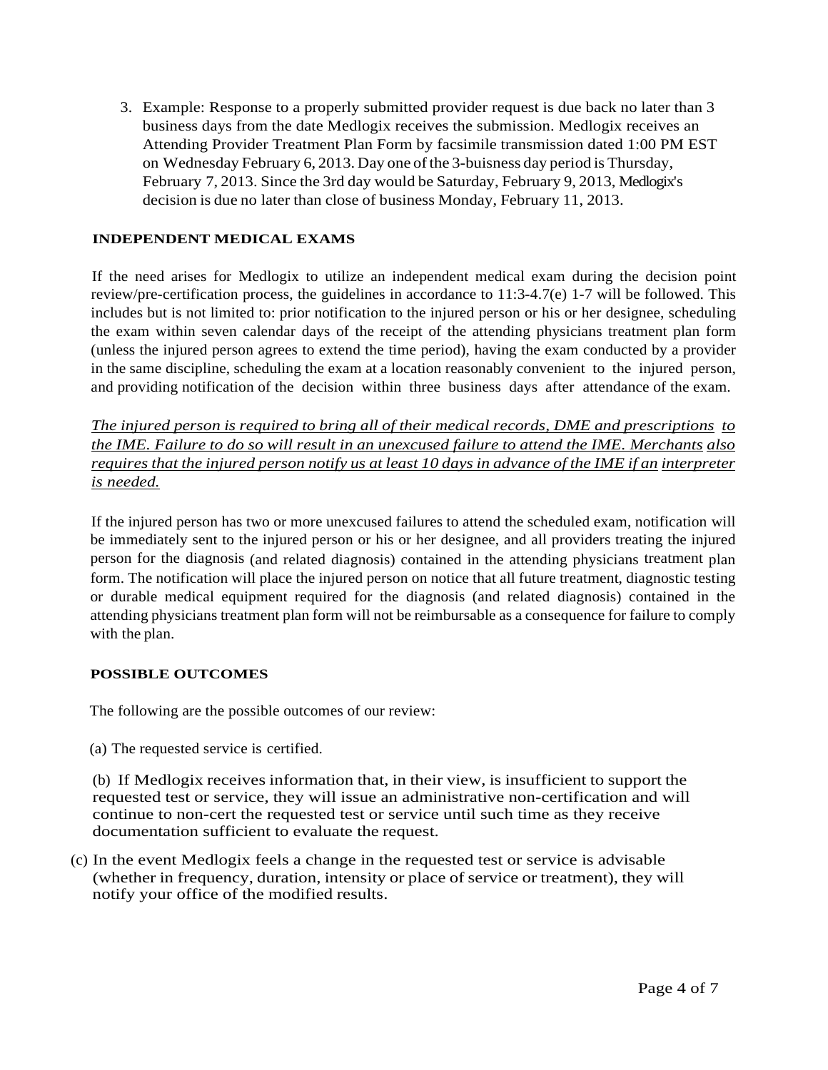3. Example: Response to a properly submitted provider request is due back no later than 3 business days from the date Medlogix receives the submission. Medlogix receives an Attending Provider Treatment Plan Form by facsimile transmission dated 1:00 PM EST on Wednesday February 6, 2013. Day one of the 3-buisness day period is Thursday, February 7, 2013. Since the 3rd day would be Saturday, February 9, 2013, Medlogix's decision is due no later than close of business Monday, February 11, 2013.

**INDEPENDENT MEDICAL EXAMS**

If the need arises for Medlogix to utilize an independent medical exam during the decision point review/pre-certification process, the guidelines in accordance to 11:3-4.7(e) 1-7 will be followed. This includes but is not limited to: prior notification to the injured person or his or her designee, scheduling the exam within seven calendar days of the receipt of the attending physicians treatment plan form (unless the injured person agrees to extend the time period), having the exam conducted by a provider in the same discipline, scheduling the exam at a location reasonably convenient to the injured person, and providing notification of the decision within three business days after attendance of the exam.

*The injured person is required to bring all of their medical records, DME and prescriptions to the IME. Failure to do so will result in an unexcused failure to attend the IME. Merchants also requires that the injured person notify us at least 10 days in advance of the IME if an interpreter is needed.*

If the injured person has two or more unexcused failures to attend the scheduled exam, notification will be immediately sent to the injured person or his or her designee, and all providers treating the injured person for the diagnosis (and related diagnosis) contained in the attending physicians treatment plan form. The notification will place the injured person on notice that all future treatment, diagnostic testing or durable medical equipment required for the diagnosis (and related diagnosis) contained in the attending physicians treatment plan form will not be reimbursable as a consequence for failure to comply with the plan.

**POSSIBLE OUTCOMES**

The following are the possible outcomes of our review:

(a) The requested service is certified.

(b) If Medlogix receives information that, in their view, is insufficient to support the requested test or service, they will issue an administrative non-certification and will continue to non-cert the requested test or service until such time as they receive documentation sufficient to evaluate the request.

(c) In the event Medlogix feels a change in the requested test or service is advisable (whether in frequency, duration, intensity or place of service or treatment), they will notify your office of the modified results.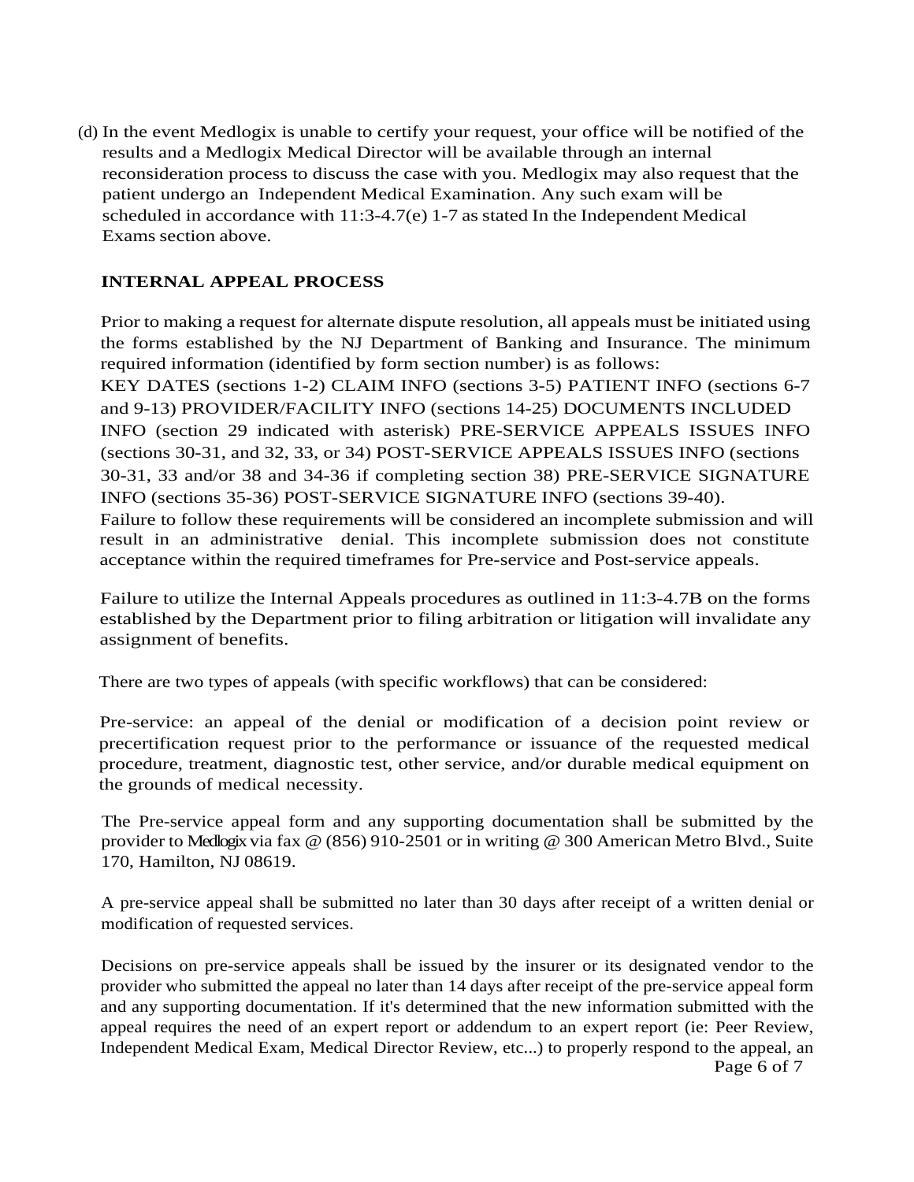(d) In the event Medlogix is unable to certify your request, your office will be notified of the results and a Medlogix Medical Director will be available through an internal reconsideration process to discuss the case with you. Medlogix may also request that the patient undergo an Independent Medical Examination. Any such exam will be scheduled in accordance with 11:3-4.7(e) 1-7 as stated In the Independent Medical Exams section above.

## INTERNAL APPEAL PROCESS

Prior to making a request for alternate dispute resolution, all appeals must be initiated using the forms established by the NJ Department of Banking and Insurance. The minimum required information (identified by form section number) is as follows: KEY DATES (sections 1-2) CLAIM INFO (sections 3-5) PATIENT INFO (sections 6-7 and 9-13) PROVIDER/FACILITY INFO (sections 14-25) DOCUMENTS INCLUDED INFO (section 29 indicated with asterisk) PRE-SERVICE APPEALS ISSUES INFO (sections 30-31, and 32, 33, or 34) POST-SERVICE APPEALS ISSUES INFO (sections 30-31, 33 and/or 38 and 34-36 if completing section 38) PRE-SERVICE SIGNATURE INFO (sections 35-36) POST-SERVICE SIGNATURE INFO (sections 39-40). Failure to follow these requirements will be considered an incomplete submission and will result in an administrative denial. This incomplete submission does not constitute acceptance within the required timeframes for Pre-service and Post-service appeals.

Failure to utilize the Internal Appeals procedures as outlined in 11:3-4.7B on the forms established by the Department prior to filing arbitration or litigation will invalidate any assignment of benefits.

There are two types of appeals (with specific workflows) that can be considered:

Pre-service: an appeal of the denial or modification of a decision point review or precertification request prior to the performance or issuance of the requested medical procedure, treatment, diagnostic test, other service, and/or durable medical equipment on the grounds of medical necessity.

The Pre-service appeal form and any supporting documentation shall be submitted by the provider to Medlogix via fax @ (856) 910-2501 or in writing @ 300 American Metro Blvd., Suite 170, Hamilton, NJ 08619.

A pre-service appeal shall be submitted no later than 30 days after receipt of a written denial or modification of requested services.

Decisions on pre-service appeals shall be issued by the insurer or its designated vendor to the provider who submitted the appeal no later than 14 days after receipt of the pre-service appeal form and any supporting documentation. If it's determined that the new information submitted with the appeal requires the need of an expert report or addendum to an expert report (ie: Peer Review, Independent Medical Exam, Medical Director Review, etc...) to properly respond to the appeal, an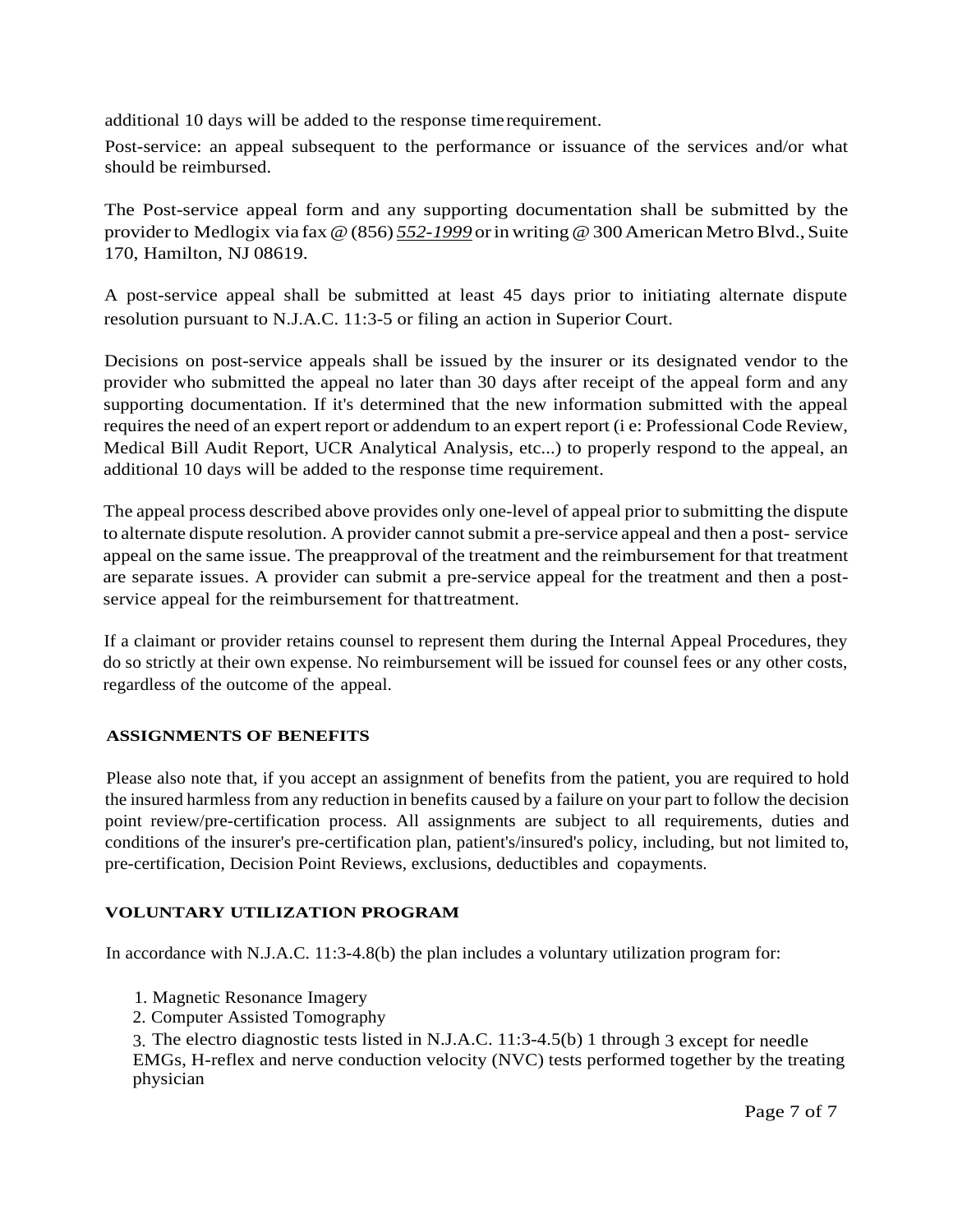additional 10 days will be added to the response time requirement.

Post-service: an appeal subsequent to the performance or issuance of the services and/or what should be reimbursed.

The Post-service appeal form and any supporting documentation shall be submitted by the provider to Medlogix via fax @ (856) *552-1999* or in writing @ 300 American Metro Blvd., Suite 170, Hamilton, NJ 08619.

A post-service appeal shall be submitted at least 45 days prior to initiating alternate dispute resolution pursuant to N.J.A.C. 11:3-5 or filing an action in Superior Court.

Decisions on post-service appeals shall be issued by the insurer or its designated vendor to the provider who submitted the appeal no later than 30 days after receipt of the appeal form and any supporting documentation. If it's determined that the new information submitted with the appeal requires the need of an expert report or addendum to an expert report (i e: Professional Code Review, Medical Bill Audit Report, UCR Analytical Analysis, etc...) to properly respond to the appeal, an additional 10 days will be added to the response time requirement.

The appeal process described above provides only one-level of appeal prior to submitting the dispute to alternate dispute resolution. A provider cannot submit a pre-service appeal and then a post- service appeal on the same issue. The preapproval of the treatment and the reimbursement for that treatment are separate issues. A provider can submit a pre-service appeal for the treatment and then a post-service appeal for the reimbursement for that treatment.

If a claimant or provider retains counsel to represent them during the Internal Appeal Procedures, they do so strictly at their own expense. No reimbursement will be issued for counsel fees or any other costs, regardless of the outcome of the appeal.

**ASSIGNMENTS OF BENEFITS**

Please also note that, if you accept an assignment of benefits from the patient, you are required to hold the insured harmless from any reduction in benefits caused by a failure on your part to follow the decision point review/pre-certification process. All assignments are subject to all requirements, duties and conditions of the insurer's pre-certification plan, patient's/insured's policy, including, but not limited to, pre-certification, Decision Point Reviews, exclusions, deductibles and copayments.

**VOLUNTARY UTILIZATION PROGRAM**

In accordance with N.J.A.C. 11:3-4.8(b) the plan includes a voluntary utilization program for:

1. Magnetic Resonance Imagery
2. Computer Assisted Tomography
3. The electro diagnostic tests listed in N.J.A.C. 11:3-4.5(b) 1 through 3 except for needle EMGs, H-reflex and nerve conduction velocity (NVC) tests performed together by the treating physician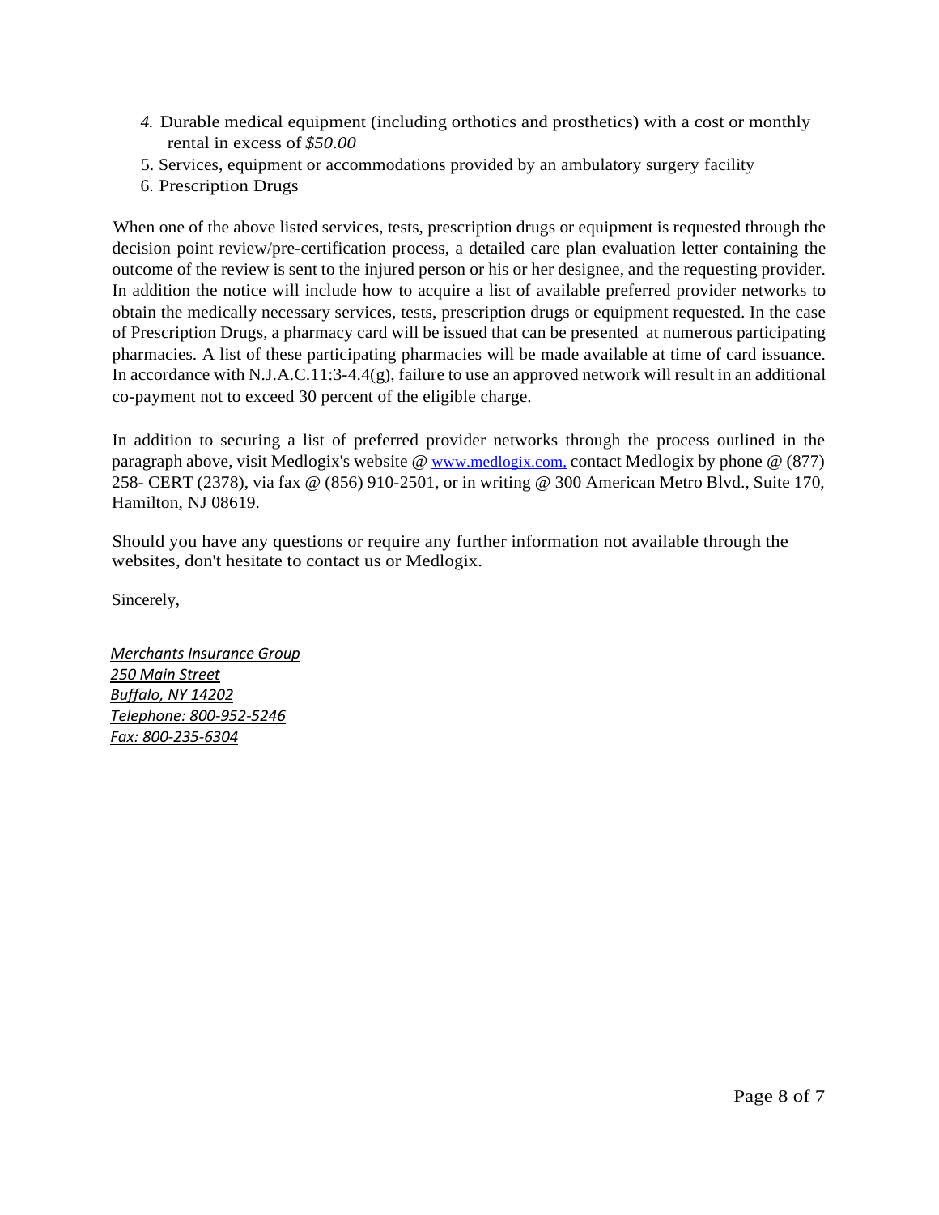4. Durable medical equipment (including orthotics and prosthetics) with a cost or monthly rental in excess of *$50.00*
5. Services, equipment or accommodations provided by an ambulatory surgery facility
6. Prescription Drugs

When one of the above listed services, tests, prescription drugs or equipment is requested through the decision point review/pre-certification process, a detailed care plan evaluation letter containing the outcome of the review is sent to the injured person or his or her designee, and the requesting provider. In addition the notice will include how to acquire a list of available preferred provider networks to obtain the medically necessary services, tests, prescription drugs or equipment requested. In the case of Prescription Drugs, a pharmacy card will be issued that can be presented at numerous participating pharmacies. A list of these participating pharmacies will be made available at time of card issuance. In accordance with N.J.A.C.11:3-4.4(g), failure to use an approved network will result in an additional co-payment not to exceed 30 percent of the eligible charge.

In addition to securing a list of preferred provider networks through the process outlined in the paragraph above, visit Medlogix's website @ www.medlogix.com, contact Medlogix by phone @ (877) 258- CERT (2378), via fax @ (856) 910-2501, or in writing @ 300 American Metro Blvd., Suite 170, Hamilton, NJ 08619.

Should you have any questions or require any further information not available through the websites, don't hesitate to contact us or Medlogix.

Sincerely,

*Merchants Insurance Group*
*250 Main Street*
*Buffalo, NY 14202*
*Telephone: 800-952-5246*
*Fax: 800-235-6304*